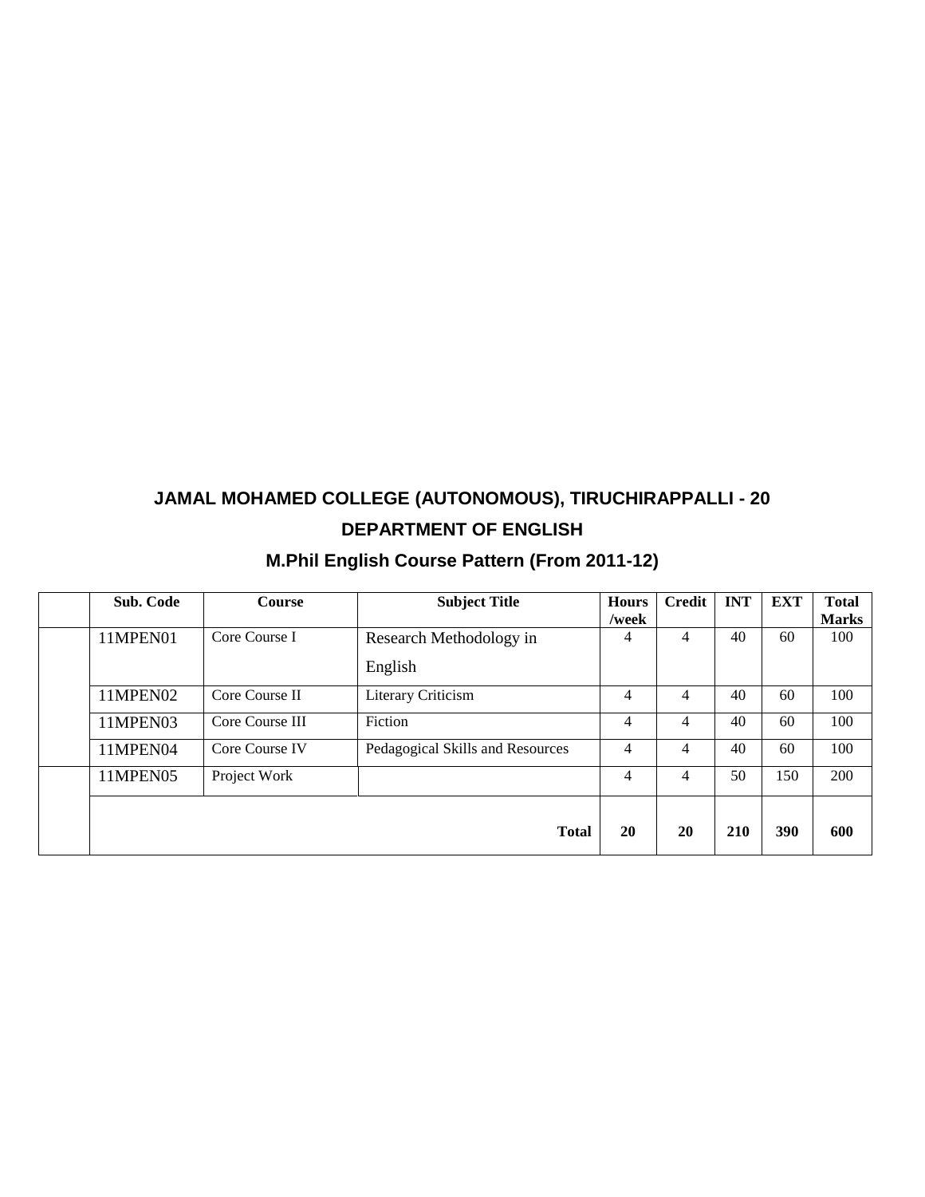# JAMAL MOHAMED COLLEGE (AUTONOMOUS), TIRUCHIRAPPALLI - 20

## DEPARTMENT OF ENGLISH

## M.Phil English Course Pattern (From 2011-12)

| | Sub. Code | Course | Subject Title | Hours /week | Credit | INT | EXT | Total Marks |
|---|---|---|---|---|---|---|---|---|
| | 11MPEN01 | Core Course I | Research Methodology in English | 4 | 4 | 40 | 60 | 100 |
| | 11MPEN02 | Core Course II | Literary Criticism | 4 | 4 | 40 | 60 | 100 |
| | 11MPEN03 | Core Course III | Fiction | 4 | 4 | 40 | 60 | 100 |
| | 11MPEN04 | Core Course IV | Pedagogical Skills and Resources | 4 | 4 | 40 | 60 | 100 |
| | 11MPEN05 | Project Work | | 4 | 4 | 50 | 150 | 200 |
| | | | **Total** | **20** | **20** | **210** | **390** | **600** |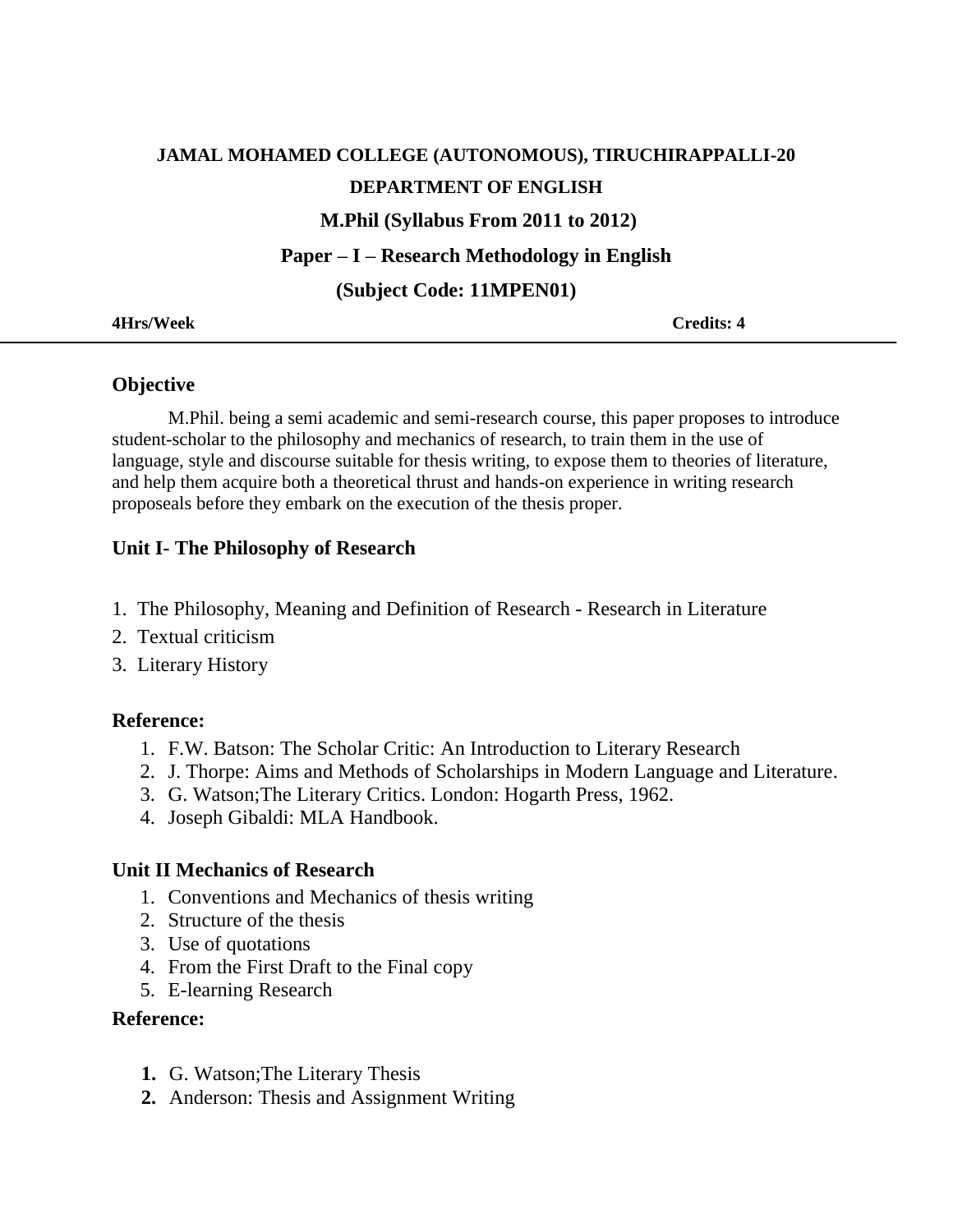**JAMAL MOHAMED COLLEGE (AUTONOMOUS), TIRUCHIRAPPALLI-20**

**DEPARTMENT OF ENGLISH**

**M.Phil (Syllabus From 2011 to 2012)**

**Paper – I – Research Methodology in English**

**(Subject Code: 11MPEN01)**

**4Hrs/Week** **Credits: 4**

---

### Objective

M.Phil. being a semi academic and semi-research course, this paper proposes to introduce student-scholar to the philosophy and mechanics of research, to train them in the use of language, style and discourse suitable for thesis writing, to expose them to theories of literature, and help them acquire both a theoretical thrust and hands-on experience in writing research proposeals before they embark on the execution of the thesis proper.

### Unit I- The Philosophy of Research

1. The Philosophy, Meaning and Definition of Research - Research in Literature
2. Textual criticism
3. Literary History

**Reference:**

1. F.W. Batson: The Scholar Critic: An Introduction to Literary Research
2. J. Thorpe: Aims and Methods of Scholarships in Modern Language and Literature.
3. G. Watson;The Literary Critics. London: Hogarth Press, 1962.
4. Joseph Gibaldi: MLA Handbook.

### Unit II Mechanics of Research

1. Conventions and Mechanics of thesis writing
2. Structure of the thesis
3. Use of quotations
4. From the First Draft to the Final copy
5. E-learning Research

**Reference:**

1. G. Watson;The Literary Thesis
2. Anderson: Thesis and Assignment Writing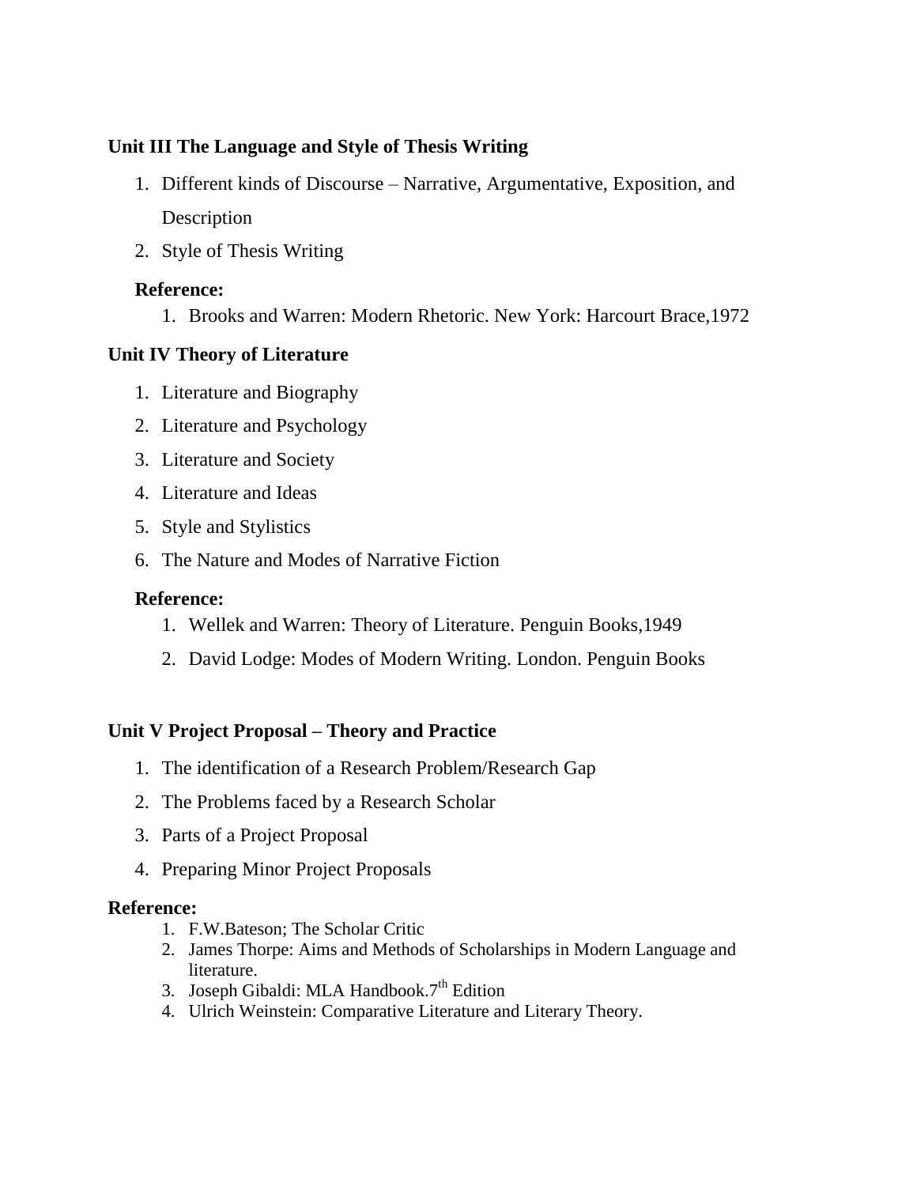### Unit III The Language and Style of Thesis Writing

1. Different kinds of Discourse – Narrative, Argumentative, Exposition, and Description
2. Style of Thesis Writing

**Reference:**

1. Brooks and Warren: Modern Rhetoric. New York: Harcourt Brace,1972

### Unit IV Theory of Literature

1. Literature and Biography
2. Literature and Psychology
3. Literature and Society
4. Literature and Ideas
5. Style and Stylistics
6. The Nature and Modes of Narrative Fiction

**Reference:**

1. Wellek and Warren: Theory of Literature. Penguin Books,1949
2. David Lodge: Modes of Modern Writing. London. Penguin Books

### Unit V Project Proposal – Theory and Practice

1. The identification of a Research Problem/Research Gap
2. The Problems faced by a Research Scholar
3. Parts of a Project Proposal
4. Preparing Minor Project Proposals

**Reference:**

1. F.W.Bateson; The Scholar Critic
2. James Thorpe: Aims and Methods of Scholarships in Modern Language and literature.
3. Joseph Gibaldi: MLA Handbook.7th Edition
4. Ulrich Weinstein: Comparative Literature and Literary Theory.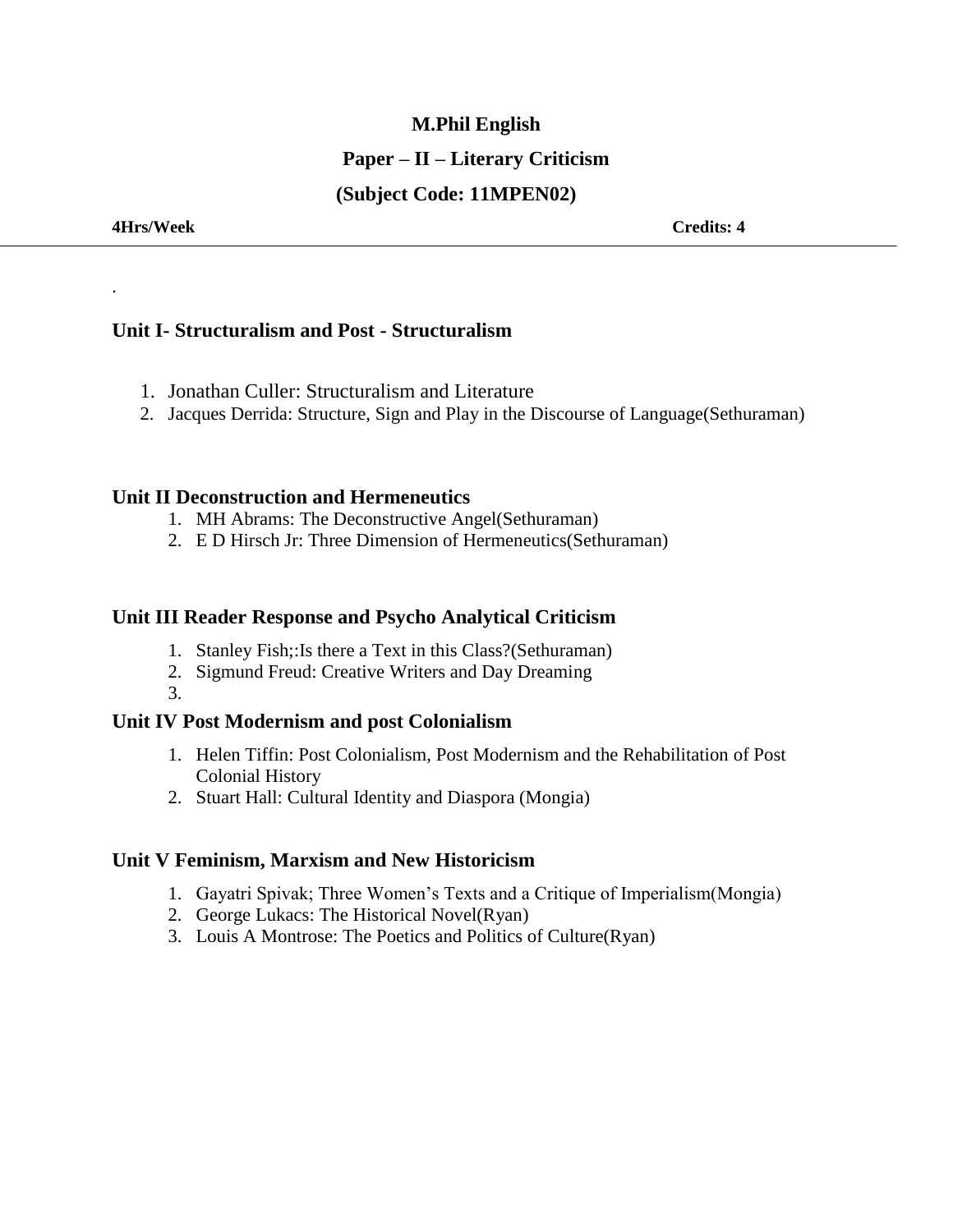**M.Phil English**

**Paper – II – Literary Criticism**

**(Subject Code: 11MPEN02)**

**4Hrs/Week** **Credits: 4**

---

.

### Unit I- Structuralism and Post - Structuralism

1. Jonathan Culler: Structuralism and Literature
2. Jacques Derrida: Structure, Sign and Play in the Discourse of Language(Sethuraman)

### Unit II Deconstruction and Hermeneutics

1. MH Abrams: The Deconstructive Angel(Sethuraman)
2. E D Hirsch Jr: Three Dimension of Hermeneutics(Sethuraman)

### Unit III Reader Response and Psycho Analytical Criticism

1. Stanley Fish;:Is there a Text in this Class?(Sethuraman)
2. Sigmund Freud: Creative Writers and Day Dreaming
3.

### Unit IV Post Modernism and post Colonialism

1. Helen Tiffin: Post Colonialism, Post Modernism and the Rehabilitation of Post Colonial History
2. Stuart Hall: Cultural Identity and Diaspora (Mongia)

### Unit V Feminism, Marxism and New Historicism

1. Gayatri Spivak; Three Women's Texts and a Critique of Imperialism(Mongia)
2. George Lukacs: The Historical Novel(Ryan)
3. Louis A Montrose: The Poetics and Politics of Culture(Ryan)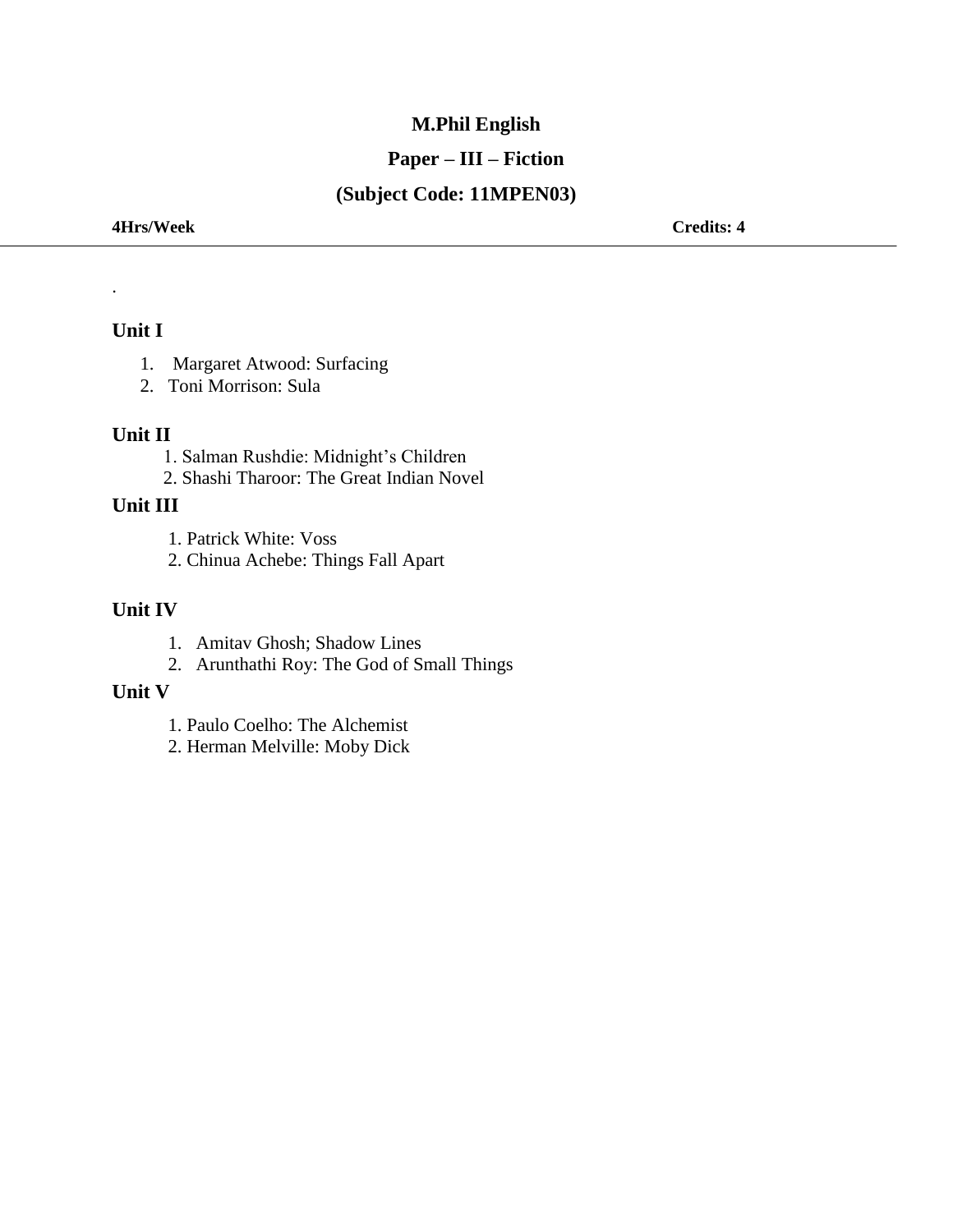**M.Phil English**

**Paper – III – Fiction**

**(Subject Code: 11MPEN03)**

**4Hrs/Week** **Credits: 4**

---

.

## Unit I

1. Margaret Atwood: Surfacing
2. Toni Morrison: Sula

## Unit II

1. Salman Rushdie: Midnight's Children
2. Shashi Tharoor: The Great Indian Novel

## Unit III

1. Patrick White: Voss
2. Chinua Achebe: Things Fall Apart

## Unit IV

1. Amitav Ghosh; Shadow Lines
2. Arunthathi Roy: The God of Small Things

## Unit V

1. Paulo Coelho: The Alchemist
2. Herman Melville: Moby Dick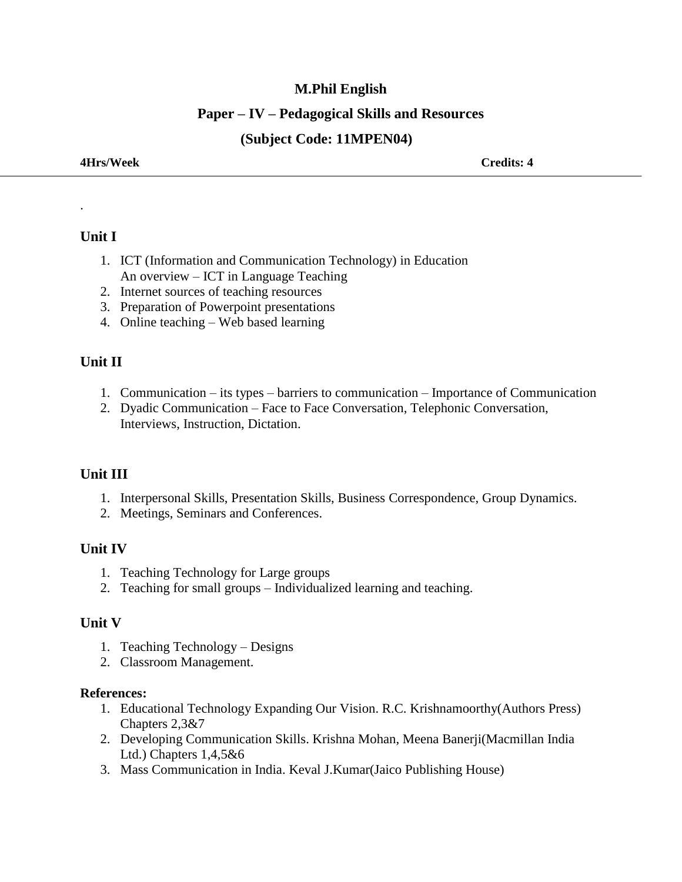**M.Phil English**

**Paper – IV – Pedagogical Skills and Resources**

**(Subject Code: 11MPEN04)**

**4Hrs/Week** **Credits: 4**

---

.

## Unit I

1. ICT (Information and Communication Technology) in Education
   An overview – ICT in Language Teaching
2. Internet sources of teaching resources
3. Preparation of Powerpoint presentations
4. Online teaching – Web based learning

## Unit II

1. Communication – its types – barriers to communication – Importance of Communication
2. Dyadic Communication – Face to Face Conversation, Telephonic Conversation, Interviews, Instruction, Dictation.

## Unit III

1. Interpersonal Skills, Presentation Skills, Business Correspondence, Group Dynamics.
2. Meetings, Seminars and Conferences.

## Unit IV

1. Teaching Technology for Large groups
2. Teaching for small groups – Individualized learning and teaching.

## Unit V

1. Teaching Technology – Designs
2. Classroom Management.

**References:**

1. Educational Technology Expanding Our Vision. R.C. Krishnamoorthy(Authors Press) Chapters 2,3&7
2. Developing Communication Skills. Krishna Mohan, Meena Banerji(Macmillan India Ltd.) Chapters 1,4,5&6
3. Mass Communication in India. Keval J.Kumar(Jaico Publishing House)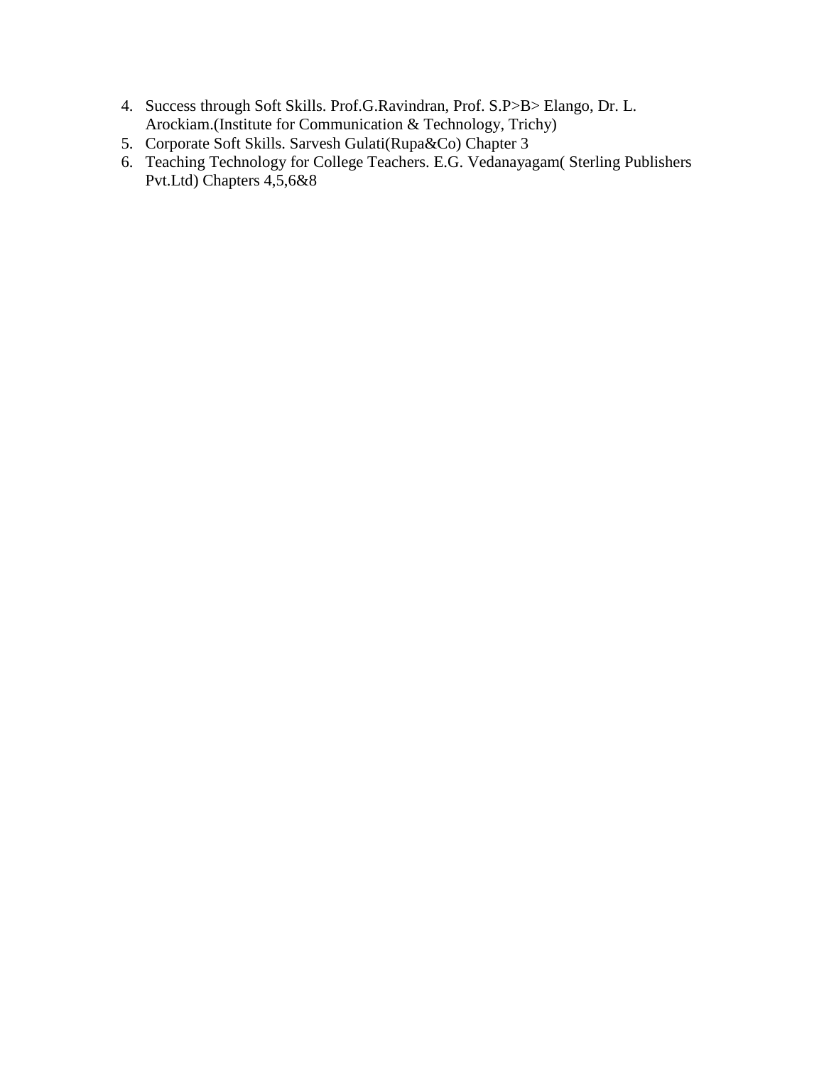4. Success through Soft Skills. Prof.G.Ravindran, Prof. S.P>B> Elango, Dr. L. Arockiam.(Institute for Communication & Technology, Trichy)
5. Corporate Soft Skills. Sarvesh Gulati(Rupa&Co) Chapter 3
6. Teaching Technology for College Teachers. E.G. Vedanayagam( Sterling Publishers Pvt.Ltd) Chapters 4,5,6&8